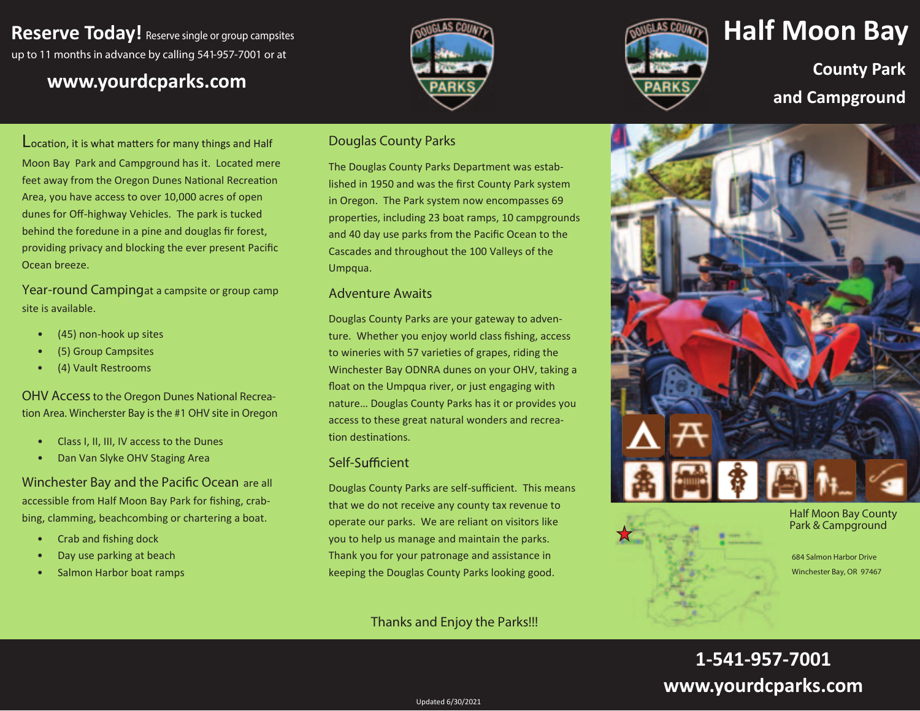**Reserve Today!** Reserve single or group campsites up to 11 months in advance by calling 541-957-7001 or at

**www.yourdcparks.com**

# Half Moon Bay

## County Park and Campground

Location, it is what matters for many things and Half Moon Bay Park and Campground has it. Located mere feet away from the Oregon Dunes National Recreation Area, you have access to over 10,000 acres of open dunes for Off-highway Vehicles. The park is tucked behind the foredune in a pine and douglas fir forest, providing privacy and blocking the ever present Pacific Ocean breeze.

**Year-round Camping** at a campsite or group camp site is available.

- (45) non-hook up sites
- (5) Group Campsites
- (4) Vault Restrooms

**OHV Access** to the Oregon Dunes National Recreation Area. Wincherster Bay is the #1 OHV site in Oregon

- Class I, II, III, IV access to the Dunes
- Dan Van Slyke OHV Staging Area

**Winchester Bay and the Pacific Ocean** are all accessible from Half Moon Bay Park for fishing, crabbing, clamming, beachcombing or chartering a boat.

- Crab and fishing dock
- Day use parking at beach
- Salmon Harbor boat ramps

### Douglas County Parks

The Douglas County Parks Department was established in 1950 and was the first County Park system in Oregon. The Park system now encompasses 69 properties, including 23 boat ramps, 10 campgrounds and 40 day use parks from the Pacific Ocean to the Cascades and throughout the 100 Valleys of the Umpqua.

### Adventure Awaits

Douglas County Parks are your gateway to adventure. Whether you enjoy world class fishing, access to wineries with 57 varieties of grapes, riding the Winchester Bay ODNRA dunes on your OHV, taking a float on the Umpqua river, or just engaging with nature... Douglas County Parks has it or provides you access to these great natural wonders and recreation destinations.

### Self-Sufficient

Douglas County Parks are self-sufficient. This means that we do not receive any county tax revenue to operate our parks. We are reliant on visitors like you to help us manage and maintain the parks. Thank you for your patronage and assistance in keeping the Douglas County Parks looking good.

Thanks and Enjoy the Parks!!!

Half Moon Bay County Park & Campground

684 Salmon Harbor Drive
Winchester Bay, OR 97467

**1-541-957-7001**
**www.yourdcparks.com**

Updated 6/30/2021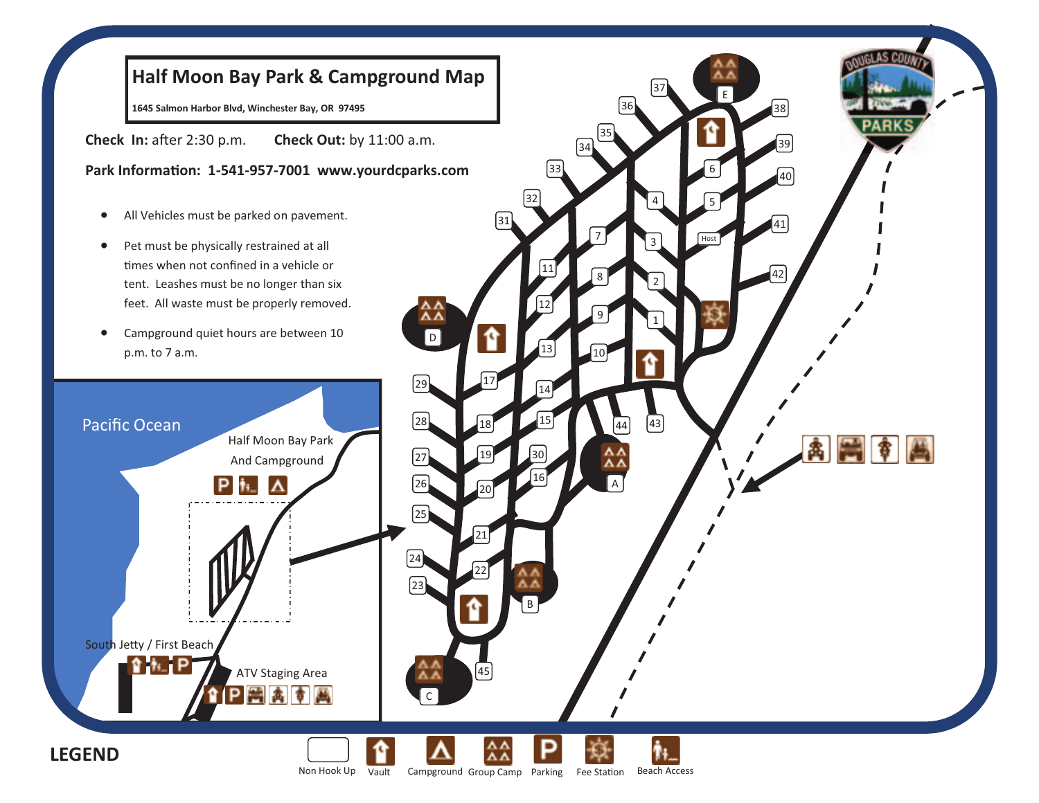# Half Moon Bay Park & Campground Map

**1645 Salmon Harbor Blvd, Winchester Bay, OR 97495**

**Check In:** after 2:30 p.m. **Check Out:** by 11:00 a.m.

**Park Information: 1-541-957-7001 www.yourdcparks.com**

- All Vehicles must be parked on pavement.
- Pet must be physically restrained at all times when not confined in a vehicle or tent. Leashes must be no longer than six feet. All waste must be properly removed.
- Campground quiet hours are between 10 p.m. to 7 a.m.

Pacific Ocean

Half Moon Bay Park And Campground

South Jetty / First Beach

ATV Staging Area

DOUGLAS COUNTY PARKS

1 2 3 4 5 6 7 8 9 10 11 12 13 14 15 16 17 18 19 20 21 22 23 24 25 26 27 28 29 30 31 32 33 34 35 36 37 38 39 40 41 42 43 44 45

Host

A B C D E

**LEGEND**

Non Hook Up | Vault | Campground | Group Camp | Parking | Fee Station | Beach Access